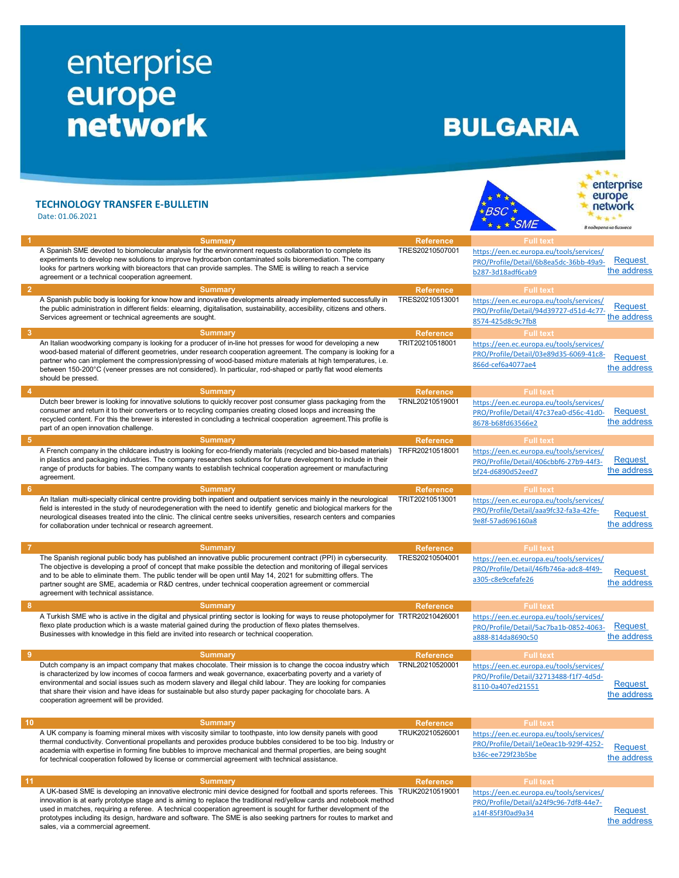# enterprise europe network

# BULGARIA

## TECHNOLOGY TRANSFER E-BULLETIN

Date: 01.06.2021

| # | Summary | Reference | Full text | |
|---|---|---|---|---|
| 1 | A Spanish SME devoted to biomolecular analysis for the environment requests collaboration to complete its experiments to develop new solutions to improve hydrocarbon contaminated soils bioremediation. The company looks for partners working with bioreactors that can provide samples. The SME is willing to reach a service agreement or a technical cooperation agreement. | TRES20210507001 | https://een.ec.europa.eu/tools/services/PRO/Profile/Detail/6b8ea5dc-36bb-49a9-b287-3d18adf6cab9 | Request the address |
| 2 | A Spanish public body is looking for know how and innovative developments already implemented successfully in the public administration in different fields: elearning, digitalisation, sustainability, accesibility, citizens and others. Services agreement or technical agreements are sought. | TRES20210513001 | https://een.ec.europa.eu/tools/services/PRO/Profile/Detail/94d39727-d51d-4c77-8574-425d8c9c7fb8 | Request the address |
| 3 | An Italian woodworking company is looking for a producer of in-line hot presses for wood for developing a new wood-based material of different geometries, under research cooperation agreement. The company is looking for a partner who can implement the compression/pressing of wood-based mixture materials at high temperatures, i.e. between 150-200°C (veneer presses are not considered). In particular, rod-shaped or partly flat wood elements should be pressed. | TRIT20210518001 | https://een.ec.europa.eu/tools/services/PRO/Profile/Detail/03e89d35-6069-41c8-866d-cef6a4077ae4 | Request the address |
| 4 | Dutch beer brewer is looking for innovative solutions to quickly recover post consumer glass packaging from the consumer and return it to their converters or to recycling companies creating closed loops and increasing the recycled content. For this the brewer is interested in concluding a technical cooperation agreement.This profile is part of an open innovation challenge. | TRNL20210519001 | https://een.ec.europa.eu/tools/services/PRO/Profile/Detail/47c37ea0-d56c-41d0-8678-b68fd63566e2 | Request the address |
| 5 | A French company in the childcare industry is looking for eco-friendly materials (recycled and bio-based materials) in plastics and packaging industries. The company researches solutions for future development to include in their range of products for babies. The company wants to establish technical cooperation agreement or manufacturing agreement. | TRFR20210518001 | https://een.ec.europa.eu/tools/services/PRO/Profile/Detail/406cbbf6-27b9-44f3-bf24-d6890d52eed7 | Request the address |
| 6 | An Italian multi-specialty clinical centre providing both inpatient and outpatient services mainly in the neurological field is interested in the study of neurodegeneration with the need to identify genetic and biological markers for the neurological diseases treated into the clinic. The clinical centre seeks universities, research centers and companies for collaboration under technical or research agreement. | TRIT20210513001 | https://een.ec.europa.eu/tools/services/PRO/Profile/Detail/aaa9fc32-fa3a-42fe-9e8f-57ad696160a8 | Request the address |
| 7 | The Spanish regional public body has published an innovative public procurement contract (PPI) in cybersecurity. The objective is developing a proof of concept that make possible the detection and monitoring of illegal services and to be able to eliminate them. The public tender will be open until May 14, 2021 for submitting offers. The partner sought are SME, academia or R&D centres, under technical cooperation agreement or commercial agreement with technical assistance. | TRES20210504001 | https://een.ec.europa.eu/tools/services/PRO/Profile/Detail/46fb746a-adc8-4f49-a305-c8e9cefafe26 | Request the address |
| 8 | A Turkish SME who is active in the digital and physical printing sector is looking for ways to reuse photopolymer for flexo plate production which is a waste material gained during the production of flexo plates themselves. Businesses with knowledge in this field are invited into research or technical cooperation. | TRTR20210426001 | https://een.ec.europa.eu/tools/services/PRO/Profile/Detail/5ac7ba1b-0852-4063-a888-814da8690c50 | Request the address |
| 9 | Dutch company is an impact company that makes chocolate. Their mission is to change the cocoa industry which is characterized by low incomes of cocoa farmers and weak governance, exacerbating poverty and a variety of environmental and social issues such as modern slavery and illegal child labour. They are looking for companies that share their vision and have ideas for sustainable but also sturdy paper packaging for chocolate bars. A cooperation agreement will be provided. | TRNL20210520001 | https://een.ec.europa.eu/tools/services/PRO/Profile/Detail/32713488-f1f7-4d5d-8110-0a407ed21551 | Request the address |
| 10 | A UK company is foaming mineral mixes with viscosity similar to toothpaste, into low density panels with good thermal conductivity. Conventional propellants and peroxides produce bubbles considered to be too big. Industry or academia with expertise in forming fine bubbles to improve mechanical and thermal properties, are being sought for technical cooperation followed by license or commercial agreement with technical assistance. | TRUK20210526001 | https://een.ec.europa.eu/tools/services/PRO/Profile/Detail/1e0eac1b-929f-4252-b36c-ee729f23b5be | Request the address |
| 11 | A UK-based SME is developing an innovative electronic mini device designed for football and sports referees. This innovation is at early prototype stage and is aiming to replace the traditional red/yellow cards and notebook method used in matches, requiring a referee. A technical cooperation agreement is sought for further development of the prototypes including its design, hardware and software. The SME is also seeking partners for routes to market and sales, via a commercial agreement. | TRUK20210519001 | https://een.ec.europa.eu/tools/services/PRO/Profile/Detail/a24f9c96-7df8-44e7-a14f-85f3f0ad9a34 | Request the address |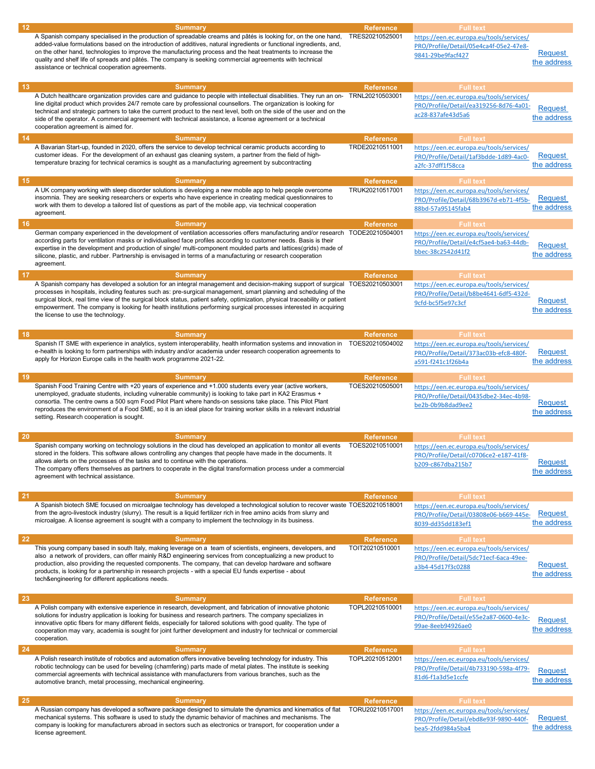| # | Summary | Reference | Full text | |
|---|---|---|---|---|
| 12 | A Spanish company specialised in the production of spreadable creams and pâtés is looking for, on the one hand, added-value formulations based on the introduction of additives, natural ingredients or functional ingredients, and, on the other hand, technologies to improve the manufacturing process and the heat treatments to increase the quality and shelf life of spreads and pâtés. The company is seeking commercial agreements with technical assistance or technical cooperation agreements. | TRES20210525001 | https://een.ec.europa.eu/tools/services/PRO/Profile/Detail/05e4ca4f-05e2-47e8-9841-29be9facf427 | Request the address |
| 13 | A Dutch healthcare organization provides care and guidance to people with intellectual disabilities. They run an on-line digital product which provides 24/7 remote care by professional counsellors. The organization is looking for technical and strategic partners to take the current product to the next level, both on the side of the user and on the side of the operator. A commercial agreement with technical assistance, a license agreement or a technical cooperation agreement is aimed for. | TRNL20210503001 | https://een.ec.europa.eu/tools/services/PRO/Profile/Detail/ea319256-8d76-4a01-ac28-837afe43d5a6 | Request the address |
| 14 | A Bavarian Start-up, founded in 2020, offers the service to develop technical ceramic products according to customer ideas. For the development of an exhaust gas cleaning system, a partner from the field of high-temperature brazing for technical ceramics is sought as a manufacturing agreement by subcontracting | TRDE20210511001 | https://een.ec.europa.eu/tools/services/PRO/Profile/Detail/1af3bdde-1d89-4ac0-a2fc-37dff1f58cca | Request the address |
| 15 | A UK company working with sleep disorder solutions is developing a new mobile app to help people overcome insomnia. They are seeking researchers or experts who have experience in creating medical questionnaires to work with them to develop a tailored list of questions as part of the mobile app, via technical cooperation agreement. | TRUK20210517001 | https://een.ec.europa.eu/tools/services/PRO/Profile/Detail/68b3967d-eb71-4f5b-88bd-57a95145fab4 | Request the address |
| 16 | German company experienced in the development of ventilation accessories offers manufacturing and/or research according parts for ventilation masks or individualised face profiles according to customer needs. Basis is their expertise in the development and production of single/ multi-component moulded parts and lattices(grids) made of silicone, plastic, and rubber. Partnership is envisaged in terms of a manufacturing or research cooperation agreement. | TODE20210504001 | https://een.ec.europa.eu/tools/services/PRO/Profile/Detail/e4cf5ae4-ba63-44db-bbec-38c2542d41f2 | Request the address |
| 17 | A Spanish company has developed a solution for an integral management and decision-making support of surgical processes in hospitals, including features such as: pre-surgical management, smart planning and scheduling of the surgical block, real time view of the surgical block status, patient safety, optimization, physical traceability or patient empowerment. The company is looking for health institutions performing surgical processes interested in acquiring the license to use the technology. | TOES20210503001 | https://een.ec.europa.eu/tools/services/PRO/Profile/Detail/b8be4641-6df5-432d-9cfd-bc5f5e97c3cf | Request the address |
| 18 | Spanish IT SME with experience in analytics, system interoperability, health information systems and innovation in e-health is looking to form partnerships with industry and/or academia under research cooperation agreements to apply for Horizon Europe calls in the health work programme 2021-22. | TOES20210504002 | https://een.ec.europa.eu/tools/services/PRO/Profile/Detail/373ac03b-efc8-480f-a591-f241c1f26b4a | Request the address |
| 19 | Spanish Food Training Centre with +20 years of experience and +1.000 students every year (active workers, unemployed, graduate students, including vulnerable community) is looking to take part in KA2 Erasmus + consortia. The centre owns a 500 sqm Food Pilot Plant where hands-on sessions take place. This Pilot Plant reproduces the environment of a Food SME, so it is an ideal place for training worker skills in a relevant industrial setting. Research cooperation is sought. | TOES20210505001 | https://een.ec.europa.eu/tools/services/PRO/Profile/Detail/0435dbe2-34ec-4b98-be2b-0b9b8dad9ee2 | Request the address |
| 20 | Spanish company working on technology solutions in the cloud has developed an application to monitor all events stored in the folders. This software allows controlling any changes that people have made in the documents. It allows alerts on the processes of the tasks and to continue with the operations. The company offers themselves as partners to cooperate in the digital transformation process under a commercial agreement with technical assistance. | TOES20210510001 | https://een.ec.europa.eu/tools/services/PRO/Profile/Detail/c0706ce2-e187-41f8-b209-c867dba215b7 | Request the address |
| 21 | A Spanish biotech SME focused on microalgae technology has developed a technological solution to recover waste from the agro-livestock industry (slurry). The result is a liquid fertilizer rich in free amino acids from slurry and microalgae. A license agreement is sought with a company to implement the technology in its business. | TOES20210518001 | https://een.ec.europa.eu/tools/services/PRO/Profile/Detail/03808e06-b669-445e-8039-dd35dd183ef1 | Request the address |
| 22 | This young company based in south Italy, making leverage on a team of scientists, engineers, developers, and also a network of providers, can offer mainly R&D engineering services from conceptualizing a new product to production, also providing the requested components. The company, that can develop hardware and software products, is looking for a partnership in research projects - with a special EU funds expertise - about tech&engineering for different applications needs. | TOIT20210510001 | https://een.ec.europa.eu/tools/services/PRO/Profile/Detail/5dc71ecf-6aca-49ee-a3b4-45d17f3c0288 | Request the address |
| 23 | A Polish company with extensive experience in research, development, and fabrication of innovative photonic solutions for industry application is looking for business and research partners. The company specializes in innovative optic fibers for many different fields, especially for tailored solutions with good quality. The type of cooperation may vary, academia is sought for joint further development and industry for technical or commercial cooperation. | TOPL20210510001 | https://een.ec.europa.eu/tools/services/PRO/Profile/Detail/e55e2a87-0600-4e3c-99ae-8eeb94926ae0 | Request the address |
| 24 | A Polish research institute of robotics and automation offers innovative beveling technology for industry. This robotic technology can be used for beveling (chamfering) parts made of metal plates. The institute is seeking commercial agreements with technical assistance with manufacturers from various branches, such as the automotive branch, metal processing, mechanical engineering. | TOPL20210512001 | https://een.ec.europa.eu/tools/services/PRO/Profile/Detail/4b733190-598a-4f79-81d6-f1a3d5e1ccfe | Request the address |
| 25 | A Russian company has developed a software package designed to simulate the dynamics and kinematics of flat mechanical systems. This software is used to study the dynamic behavior of machines and mechanisms. The company is looking for manufacturers abroad in sectors such as electronics or transport, for cooperation under a license agreement. | TORU20210517001 | https://een.ec.europa.eu/tools/services/PRO/Profile/Detail/ebd8e93f-9890-440f-bea5-2fdd984a5ba4 | Request the address |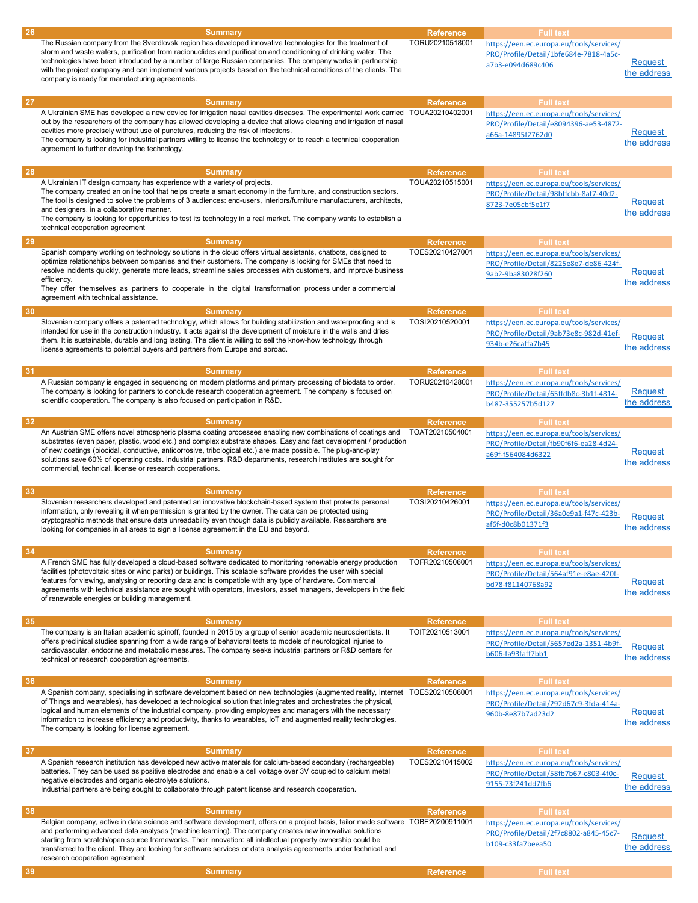| # | Summary | Reference | Full text | |
|---|---|---|---|---|
| 26 | The Russian company from the Sverdlovsk region has developed innovative technologies for the treatment of storm and waste waters, purification from radionuclides and purification and conditioning of drinking water. The technologies have been introduced by a number of large Russian companies. The company works in partnership with the project company and can implement various projects based on the technical conditions of the clients. The company is ready for manufacturing agreements. | TORU20210518001 | https://een.ec.europa.eu/tools/services/PRO/Profile/Detail/1bfe684e-7818-4a5c-a7b3-e094d689c406 | Request the address |
| 27 | A Ukrainian SME has developed a new device for irrigation nasal cavities diseases. The experimental work carried out by the researchers of the company has allowed developing a device that allows cleaning and irrigation of nasal cavities more precisely without use of punctures, reducing the risk of infections. The company is looking for industrial partners willing to license the technology or to reach a technical cooperation agreement to further develop the technology. | TOUA20210402001 | https://een.ec.europa.eu/tools/services/PRO/Profile/Detail/e8094396-ae53-4872-a66a-14895f2762d0 | Request the address |
| 28 | A Ukrainian IT design company has experience with a variety of projects. The company created an online tool that helps create a smart economy in the furniture, and construction sectors. The tool is designed to solve the problems of 3 audiences: end-users, interiors/furniture manufacturers, architects, and designers, in a collaborative manner. The company is looking for opportunities to test its technology in a real market. The company wants to establish a technical cooperation agreement | TOUA20210515001 | https://een.ec.europa.eu/tools/services/PRO/Profile/Detail/98bffcbb-8af7-40d2-8723-7e05cbf5e1f7 | Request the address |
| 29 | Spanish company working on technology solutions in the cloud offers virtual assistants, chatbots, designed to optimize relationships between companies and their customers. The company is looking for SMEs that need to resolve incidents quickly, generate more leads, streamline sales processes with customers, and improve business efficiency. They offer themselves as partners to cooperate in the digital transformation process under a commercial agreement with technical assistance. | TOES20210427001 | https://een.ec.europa.eu/tools/services/PRO/Profile/Detail/8225e8e7-de86-424f-9ab2-9ba83028f260 | Request the address |
| 30 | Slovenian company offers a patented technology, which allows for building stabilization and waterproofing and is intended for use in the construction industry. It acts against the development of moisture in the walls and dries them. It is sustainable, durable and long lasting. The client is willing to sell the know-how technology through license agreements to potential buyers and partners from Europe and abroad. | TOSI20210520001 | https://een.ec.europa.eu/tools/services/PRO/Profile/Detail/9ab73e8c-982d-41ef-934b-e26caffa7b45 | Request the address |
| 31 | A Russian company is engaged in sequencing on modern platforms and primary processing of biodata to order. The company is looking for partners to conclude research cooperation agreement. The company is focused on scientific cooperation. The company is also focused on participation in R&D. | TORU20210428001 | https://een.ec.europa.eu/tools/services/PRO/Profile/Detail/65ffdb8c-3b1f-4814-b487-355257b5d127 | Request the address |
| 32 | An Austrian SME offers novel atmospheric plasma coating processes enabling new combinations of coatings and substrates (even paper, plastic, wood etc.) and complex substrate shapes. Easy and fast development / production of new coatings (biocidal, conductive, anticorrosive, tribological etc.) are made possible. The plug-and-play solutions save 60% of operating costs. Industrial partners, R&D departments, research institutes are sought for commercial, technical, license or research cooperations. | TOAT20210504001 | https://een.ec.europa.eu/tools/services/PRO/Profile/Detail/fb90f6f6-ea28-4d24-a69f-f564084d6322 | Request the address |
| 33 | Slovenian researchers developed and patented an innovative blockchain-based system that protects personal information, only revealing it when permission is granted by the owner. The data can be protected using cryptographic methods that ensure data unreadability even though data is publicly available. Researchers are looking for companies in all areas to sign a license agreement in the EU and beyond. | TOSI20210426001 | https://een.ec.europa.eu/tools/services/PRO/Profile/Detail/36a0e9a1-f47c-423b-af6f-d0c8b01371f3 | Request the address |
| 34 | A French SME has fully developed a cloud-based software dedicated to monitoring renewable energy production facilities (photovoltaic sites or wind parks) or buildings. This scalable software provides the user with special features for viewing, analysing or reporting data and is compatible with any type of hardware. Commercial agreements with technical assistance are sought with operators, investors, asset managers, developers in the field of renewable energies or building management. | TOFR20210506001 | https://een.ec.europa.eu/tools/services/PRO/Profile/Detail/564af91e-e8ae-420f-bd78-f81140768a92 | Request the address |
| 35 | The company is an Italian academic spinoff, founded in 2015 by a group of senior academic neuroscientists. It offers preclinical studies spanning from a wide range of behavioral tests to models of neurological injuries to cardiovascular, endocrine and metabolic measures. The company seeks industrial partners or R&D centers for technical or research cooperation agreements. | TOIT20210513001 | https://een.ec.europa.eu/tools/services/PRO/Profile/Detail/5657ed2a-1351-4b9f-b606-fa93faff7bb1 | Request the address |
| 36 | A Spanish company, specialising in software development based on new technologies (augmented reality, Internet of Things and wearables), has developed a technological solution that integrates and orchestrates the physical, logical and human elements of the industrial company, providing employees and managers with the necessary information to increase efficiency and productivity, thanks to wearables, IoT and augmented reality technologies. The company is looking for license agreement. | TOES20210506001 | https://een.ec.europa.eu/tools/services/PRO/Profile/Detail/292d67c9-3fda-414a-960b-8e87b7ad23d2 | Request the address |
| 37 | A Spanish research institution has developed new active materials for calcium-based secondary (rechargeable) batteries. They can be used as positive electrodes and enable a cell voltage over 3V coupled to calcium metal negative electrodes and organic electrolyte solutions. Industrial partners are being sought to collaborate through patent license and research cooperation. | TOES20210415002 | https://een.ec.europa.eu/tools/services/PRO/Profile/Detail/58fb7b67-c803-4f0c-9155-73f241dd7fb6 | Request the address |
| 38 | Belgian company, active in data science and software development, offers on a project basis, tailor made software and performing advanced data analyses (machine learning). The company creates new innovative solutions starting from scratch/open source frameworks. Their innovation: all intellectual property ownership could be transferred to the client. They are looking for software services or data analysis agreements under technical and research cooperation agreement. | TOBE20200911001 | https://een.ec.europa.eu/tools/services/PRO/Profile/Detail/2f7c8802-a845-45c7-b109-c33fa7beea50 | Request the address |
| 39 | | | | |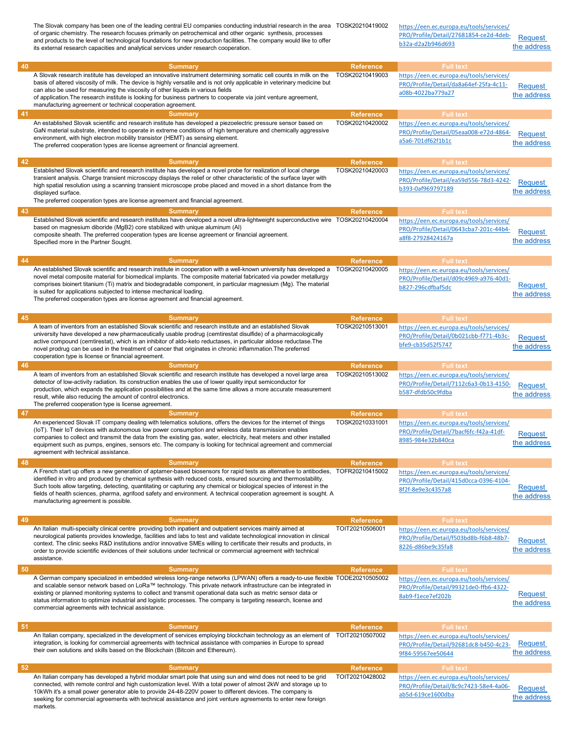| | Summary | Reference | Full text | |
|---|---|---|---|---|
| | The Slovak company has been one of the leading central EU companies conducting industrial research in the area of organic chemistry. The research focuses primarily on petrochemical and other organic synthesis, processes and products to the level of technological foundations for new production facilities. The company would like to offer its external research capacities and analytical services under research cooperation. | TOSK20210419002 | https://een.ec.europa.eu/tools/services/PRO/Profile/Detail/27681854-ce2d-4deb-b32a-d2a2b946d693 | Request the address |
| 40 | A Slovak research institute has developed an innovative instrument determining somatic cell counts in milk on the basis of altered viscosity of milk. The device is highly versatile and is not only applicable in veterinary medicine but can also be used for measuring the viscosity of other liquids in various fields of application.The research institute is looking for business partners to cooperate via joint venture agreement, manufacturing agreement or technical cooperation agreement. | TOSK20210419003 | https://een.ec.europa.eu/tools/services/PRO/Profile/Detail/da8a64ef-25fa-4c11-a08b-4022ba779a27 | Request the address |
| 41 | An established Slovak scientific and research institute has developed a piezoelectric pressure sensor based on GaN material substrate, intended to operate in extreme conditions of high temperature and chemically aggressive environment, with high electron mobility transistor (HEMT) as sensing element. The preferred cooperation types are license agreement or financial agreement. | TOSK20210420002 | https://een.ec.europa.eu/tools/services/PRO/Profile/Detail/05eaa008-e72d-4864-a5a6-701df62f1b1c | Request the address |
| 42 | Established Slovak scientific and research institute has developed a novel probe for realization of local charge transient analysis. Charge transient microscopy displays the relief or other characteristic of the surface layer with high spatial resolution using a scanning transient microscope probe placed and moved in a short distance from the displayed surface. The preferred cooperation types are license agreement and financial agreement. | TOSK20210420003 | https://een.ec.europa.eu/tools/services/PRO/Profile/Detail/ea59d556-78d3-4242-b393-0af969797189 | Request the address |
| 43 | Established Slovak scientific and research institutes have developed a novel ultra-lightweight superconductive wire based on magnesium diboride ($MgB_2$) core stabilized with unique aluminum (Al) composite sheath. The preferred cooperation types are license agreement or financial agreement. Specified more in the Partner Sought. | TOSK20210420004 | https://een.ec.europa.eu/tools/services/PRO/Profile/Detail/0643cba7-201c-44b4-a8f8-27928424167a | Request the address |
| 44 | An established Slovak scientific and research institute in cooperation with a well-known university has developed a novel metal composite material for biomedical implants. The composite material fabricated via powder metallurgy comprises bioinert titanium (Ti) matrix and biodegradable component, in particular magnesium (Mg). The material is suited for applications subjected to intense mechanical loading. The preferred cooperation types are license agreement and financial agreement. | TOSK20210420005 | https://een.ec.europa.eu/tools/services/PRO/Profile/Detail/d09c4969-a976-40d1-b827-296cdfbaf5dc | Request the address |
| 45 | A team of inventors from an established Slovak scientific and research institute and an established Slovak university have developed a new pharmaceutically usable prodrug (cemtirestat disulfide) of a pharmacologically active compound (cemtirestat), which is an inhibitor of aldo-keto reductases, in particular aldose reductase.The novel prodrug can be used in the treatment of cancer that originates in chronic inflammation.The preferred cooperation type is license or financial agreement. | TOSK20210513001 | https://een.ec.europa.eu/tools/services/PRO/Profile/Detail/0b021cbb-f771-4b3c-bfe9-cb35d52f5747 | Request the address |
| 46 | A team of inventors from an established Slovak scientific and research institute has developed a novel large area detector of low-activity radiation. Its construction enables the use of lower quality input semiconductor for production, which expands the application possibilities and at the same time allows a more accurate measurement result, while also reducing the amount of control electronics. The preferred cooperation type is license agreement. | TOSK20210513002 | https://een.ec.europa.eu/tools/services/PRO/Profile/Detail/7112c6a3-0b13-4150-b587-dfdb50c9fdba | Request the address |
| 47 | An experienced Slovak IT company dealing with telematics solutions, offers the devices for the internet of things (IoT). Their IoT devices with autonomous low power consumption and wireless data transmission enables companies to collect and transmit the data from the existing gas, water, electricity, heat meters and other installed equipment such as pumps, engines, sensors etc. The company is looking for technical agreement and commercial agreement with technical assistance. | TOSK20210331001 | https://een.ec.europa.eu/tools/services/PRO/Profile/Detail/7bacf6fc-f42a-41df-8985-984e32b840ca | Request the address |
| 48 | A French start up offers a new generation of aptamer-based biosensors for rapid tests as alternative to antibodies, identified in vitro and produced by chemical synthesis with reduced costs, ensured sourcing and thermostability. Such tools allow targeting, detecting, quantitating or capturing any chemical or biological species of interest in the fields of health sciences, pharma, agrifood safety and environment. A technical cooperation agreement is sought. A manufacturing agreement is possible. | TOFR20210415002 | https://een.ec.europa.eu/tools/services/PRO/Profile/Detail/415d0cca-0396-4104-8f2f-8e9e3c4357a8 | Request the address |
| 49 | An Italian multi-specialty clinical centre providing both inpatient and outpatient services mainly aimed at neurological patients provides knowledge, facilities and labs to test and validate technological innovation in clinical context. The clinic seeks R&D institutions and/or innovative SMEs willing to certificate their results and products, in order to provide scientific evidences of their solutions under technical or commercial agreement with technical assistance. | TOIT20210506001 | https://een.ec.europa.eu/tools/services/PRO/Profile/Detail/f503bd8b-f6b8-48b7-8226-d86be9c35fa8 | Request the address |
| 50 | A German company specialized in embedded wireless long-range networks (LPWAN) offers a ready-to-use flexible and scalable sensor network based on LoRa™ technology. This private network infrastructure can be integrated in existing or planned monitoring systems to collect and transmit operational data such as metric sensor data or status information to optimize industrial and logistic processes. The company is targeting research, license and commercial agreements with technical assistance. | TODE20210505002 | https://een.ec.europa.eu/tools/services/PRO/Profile/Detail/99321de0-ffb6-4322-8ab9-f1ece7ef202b | Request the address |
| 51 | An Italian company, specialized in the development of services employing blockchain technology as an element of integration, is looking for commercial agreements with technical assistance with companies in Europe to spread their own solutions and skills based on the Blockchain (Bitcoin and Ethereum). | TOIT20210507002 | https://een.ec.europa.eu/tools/services/PRO/Profile/Detail/92681dc8-b450-4c23-9f84-59567ee50644 | Request the address |
| 52 | An Italian company has developed a hybrid modular smart pole that using sun and wind does not need to be grid connected, with remote control and high customization level. With a total power of almost 2kW and storage up to 10kWh it's a small power generator able to provide 24-48-220V power to different devices. The company is seeking for commercial agreements with technical assistance and joint venture agreements to enter new foreign markets. | TOIT20210428002 | https://een.ec.europa.eu/tools/services/PRO/Profile/Detail/8c9c7423-58e4-4a06-ab5d-619ce1600dba | Request the address |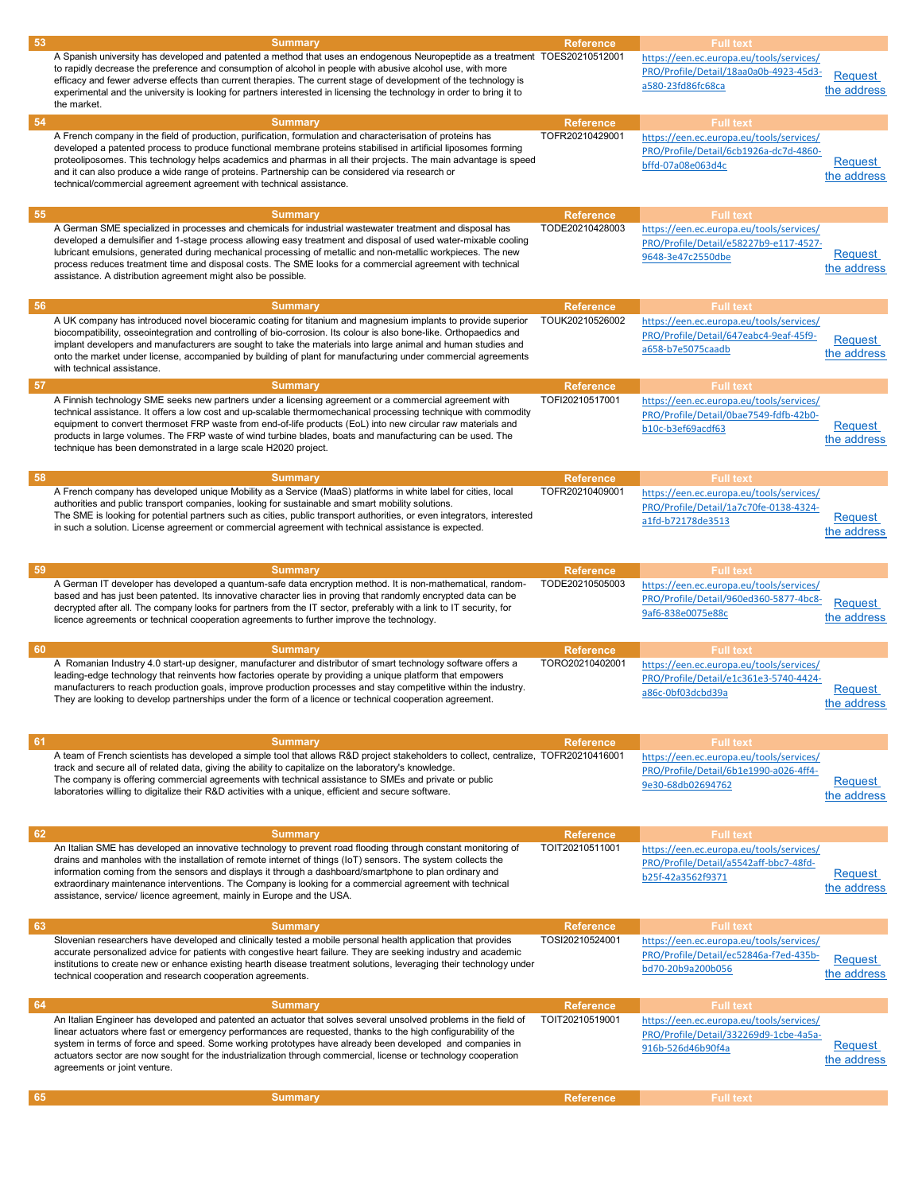| 53 | Summary | Reference | Full text | |
|---|---|---|---|---|
| | A Spanish university has developed and patented a method that uses an endogenous Neuropeptide as a treatment to rapidly decrease the preference and consumption of alcohol in people with abusive alcohol use, with more efficacy and fewer adverse effects than current therapies. The current stage of development of the technology is experimental and the university is looking for partners interested in licensing the technology in order to bring it to the market. | TOES20210512001 | https://een.ec.europa.eu/tools/services/PRO/Profile/Detail/18aa0a0b-4923-45d3-a580-23fd86fc68ca | Request the address |

| 54 | Summary | Reference | Full text | |
|---|---|---|---|---|
| | A French company in the field of production, purification, formulation and characterisation of proteins has developed a patented process to produce functional membrane proteins stabilised in artificial liposomes forming proteoliposomes. This technology helps academics and pharmas in all their projects. The main advantage is speed and it can also produce a wide range of proteins. Partnership can be considered via research or technical/commercial agreement agreement with technical assistance. | TOFR20210429001 | https://een.ec.europa.eu/tools/services/PRO/Profile/Detail/6cb1926a-dc7d-4860-bffd-07a08e063d4c | Request the address |

| 55 | Summary | Reference | Full text | |
|---|---|---|---|---|
| | A German SME specialized in processes and chemicals for industrial wastewater treatment and disposal has developed a demulsifier and 1-stage process allowing easy treatment and disposal of used water-mixable cooling lubricant emulsions, generated during mechanical processing of metallic and non-metallic workpieces. The new process reduces treatment time and disposal costs. The SME looks for a commercial agreement with technical assistance. A distribution agreement might also be possible. | TODE20210428003 | https://een.ec.europa.eu/tools/services/PRO/Profile/Detail/e58227b9-e117-4527-9648-3e47c2550dbe | Request the address |

| 56 | Summary | Reference | Full text | |
|---|---|---|---|---|
| | A UK company has introduced novel bioceramic coating for titanium and magnesium implants to provide superior biocompatibility, osseointegration and controlling of bio-corrosion. Its colour is also bone-like. Orthopaedics and implant developers and manufacturers are sought to take the materials into large animal and human studies and onto the market under license, accompanied by building of plant for manufacturing under commercial agreements with technical assistance. | TOUK20210526002 | https://een.ec.europa.eu/tools/services/PRO/Profile/Detail/647eabc4-9eaf-45f9-a658-b7e5075caadb | Request the address |

| 57 | Summary | Reference | Full text | |
|---|---|---|---|---|
| | A Finnish technology SME seeks new partners under a licensing agreement or a commercial agreement with technical assistance. It offers a low cost and up-scalable thermomechanical processing technique with commodity equipment to convert thermoset FRP waste from end-of-life products (EoL) into new circular raw materials and products in large volumes. The FRP waste of wind turbine blades, boats and manufacturing can be used. The technique has been demonstrated in a large scale H2020 project. | TOFI20210517001 | https://een.ec.europa.eu/tools/services/PRO/Profile/Detail/0bae7549-fdfb-42b0-b10c-b3ef69acdf63 | Request the address |

| 58 | Summary | Reference | Full text | |
|---|---|---|---|---|
| | A French company has developed unique Mobility as a Service (MaaS) platforms in white label for cities, local authorities and public transport companies, looking for sustainable and smart mobility solutions. The SME is looking for potential partners such as cities, public transport authorities, or even integrators, interested in such a solution. License agreement or commercial agreement with technical assistance is expected. | TOFR20210409001 | https://een.ec.europa.eu/tools/services/PRO/Profile/Detail/1a7c70fe-0138-4324-a1fd-b72178de3513 | Request the address |

| 59 | Summary | Reference | Full text | |
|---|---|---|---|---|
| | A German IT developer has developed a quantum-safe data encryption method. It is non-mathematical, random-based and has just been patented. Its innovative character lies in proving that randomly encrypted data can be decrypted after all. The company looks for partners from the IT sector, preferably with a link to IT security, for licence agreements or technical cooperation agreements to further improve the technology. | TODE20210505003 | https://een.ec.europa.eu/tools/services/PRO/Profile/Detail/960ed360-5877-4bc8-9af6-838e0075e88c | Request the address |

| 60 | Summary | Reference | Full text | |
|---|---|---|---|---|
| | A Romanian Industry 4.0 start-up designer, manufacturer and distributor of smart technology software offers a leading-edge technology that reinvents how factories operate by providing a unique platform that empowers manufacturers to reach production goals, improve production processes and stay competitive within the industry. They are looking to develop partnerships under the form of a licence or technical cooperation agreement. | TORO20210402001 | https://een.ec.europa.eu/tools/services/PRO/Profile/Detail/e1c361e3-5740-4424-a86c-0bf03dcbd39a | Request the address |

| 61 | Summary | Reference | Full text | |
|---|---|---|---|---|
| | A team of French scientists has developed a simple tool that allows R&D project stakeholders to collect, centralize, track and secure all of related data, giving the ability to capitalize on the laboratory's knowledge. The company is offering commercial agreements with technical assistance to SMEs and private or public laboratories willing to digitalize their R&D activities with a unique, efficient and secure software. | TOFR20210416001 | https://een.ec.europa.eu/tools/services/PRO/Profile/Detail/6b1e1990-a026-4ff4-9e30-68db02694762 | Request the address |

| 62 | Summary | Reference | Full text | |
|---|---|---|---|---|
| | An Italian SME has developed an innovative technology to prevent road flooding through constant monitoring of drains and manholes with the installation of remote internet of things (IoT) sensors. The system collects the information coming from the sensors and displays it through a dashboard/smartphone to plan ordinary and extraordinary maintenance interventions. The Company is looking for a commercial agreement with technical assistance, service/ licence agreement, mainly in Europe and the USA. | TOIT20210511001 | https://een.ec.europa.eu/tools/services/PRO/Profile/Detail/a5542aff-bbc7-48fd-b25f-42a3562f9371 | Request the address |

| 63 | Summary | Reference | Full text | |
|---|---|---|---|---|
| | Slovenian researchers have developed and clinically tested a mobile personal health application that provides accurate personalized advice for patients with congestive heart failure. They are seeking industry and academic institutions to create new or enhance existing hearth disease treatment solutions, leveraging their technology under technical cooperation and research cooperation agreements. | TOSI20210524001 | https://een.ec.europa.eu/tools/services/PRO/Profile/Detail/ec52846a-f7ed-435b-bd70-20b9a200b056 | Request the address |

| 64 | Summary | Reference | Full text | |
|---|---|---|---|---|
| | An Italian Engineer has developed and patented an actuator that solves several unsolved problems in the field of linear actuators where fast or emergency performances are requested, thanks to the high configurability of the system in terms of force and speed. Some working prototypes have already been developed and companies in actuators sector are now sought for the industrialization through commercial, license or technology cooperation agreements or joint venture. | TOIT20210519001 | https://een.ec.europa.eu/tools/services/PRO/Profile/Detail/332269d9-1cbe-4a5a-916b-526d46b90f4a | Request the address |

| 65 | Summary | Reference | Full text | |
|---|---|---|---|---|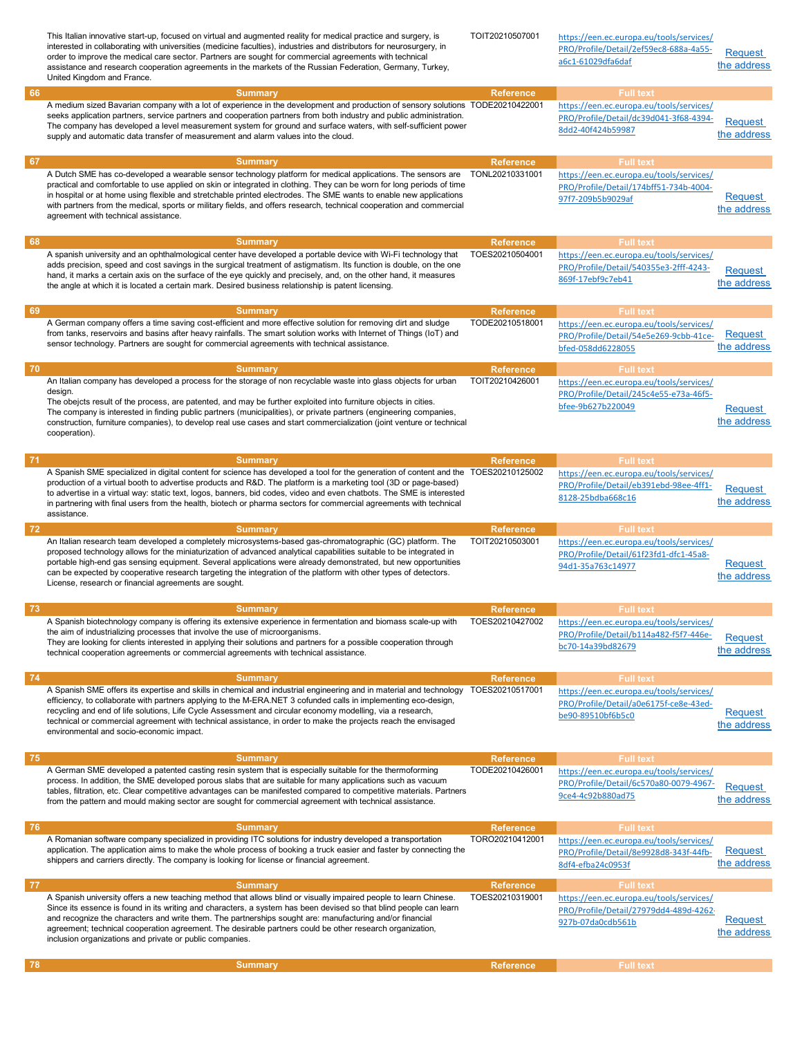| | Summary | Reference | Full text | |
|---|---|---|---|---|
| | This Italian innovative start-up, focused on virtual and augmented reality for medical practice and surgery, is interested in collaborating with universities (medicine faculties), industries and distributors for neurosurgery, in order to improve the medical care sector. Partners are sought for commercial agreements with technical assistance and research cooperation agreements in the markets of the Russian Federation, Germany, Turkey, United Kingdom and France. | TOIT20210507001 | https://een.ec.europa.eu/tools/services/PRO/Profile/Detail/2ef59ec8-688a-4a55-a6c1-61029dfa6daf | Request the address |

| 66 | Summary | Reference | Full text | |
|---|---|---|---|---|
| | A medium sized Bavarian company with a lot of experience in the development and production of sensory solutions seeks application partners, service partners and cooperation partners from both industry and public administration. The company has developed a level measurement system for ground and surface waters, with self-sufficient power supply and automatic data transfer of measurement and alarm values into the cloud. | TODE20210422001 | https://een.ec.europa.eu/tools/services/PRO/Profile/Detail/dc39d041-3f68-4394-8dd2-40f424b59987 | Request the address |

| 67 | Summary | Reference | Full text | |
|---|---|---|---|---|
| | A Dutch SME has co-developed a wearable sensor technology platform for medical applications. The sensors are practical and comfortable to use applied on skin or integrated in clothing. They can be worn for long periods of time in hospital or at home using flexible and stretchable printed electrodes. The SME wants to enable new applications with partners from the medical, sports or military fields, and offers research, technical cooperation and commercial agreement with technical assistance. | TONL20210331001 | https://een.ec.europa.eu/tools/services/PRO/Profile/Detail/174bff51-734b-4004-97f7-209b5b9029af | Request the address |

| 68 | Summary | Reference | Full text | |
|---|---|---|---|---|
| | A spanish university and an ophthalmological center have developed a portable device with Wi-Fi technology that adds precision, speed and cost savings in the surgical treatment of astigmatism. Its function is double, on the one hand, it marks a certain axis on the surface of the eye quickly and precisely, and, on the other hand, it measures the angle at which it is located a certain mark. Desired business relationship is patent licensing. | TOES20210504001 | https://een.ec.europa.eu/tools/services/PRO/Profile/Detail/540355e3-2fff-4243-869f-17ebf9c7eb41 | Request the address |

| 69 | Summary | Reference | Full text | |
|---|---|---|---|---|
| | A German company offers a time saving cost-efficient and more effective solution for removing dirt and sludge from tanks, reservoirs and basins after heavy rainfalls. The smart solution works with Internet of Things (IoT) and sensor technology. Partners are sought for commercial agreements with technical assistance. | TODE20210518001 | https://een.ec.europa.eu/tools/services/PRO/Profile/Detail/54e5e269-9cbb-41ce-bfed-058dd6228055 | Request the address |

| 70 | Summary | Reference | Full text | |
|---|---|---|---|---|
| | An Italian company has developed a process for the storage of non recyclable waste into glass objects for urban design. The obejcts result of the process, are patented, and may be further exploited into furniture objects in cities. The company is interested in finding public partners (municipalities), or private partners (engineering companies, construction, furniture companies), to develop real use cases and start commercialization (joint venture or technical cooperation). | TOIT20210426001 | https://een.ec.europa.eu/tools/services/PRO/Profile/Detail/245c4e55-e73a-46f5-bfee-9b627b220049 | Request the address |

| 71 | Summary | Reference | Full text | |
|---|---|---|---|---|
| | A Spanish SME specialized in digital content for science has developed a tool for the generation of content and the production of a virtual booth to advertise products and R&D. The platform is a marketing tool (3D or page-based) to advertise in a virtual way: static text, logos, banners, bid codes, video and even chatbots. The SME is interested in partnering with final users from the health, biotech or pharma sectors for commercial agreements with technical assistance. | TOES20210125002 | https://een.ec.europa.eu/tools/services/PRO/Profile/Detail/eb391ebd-98ee-4ff1-8128-25bdba668c16 | Request the address |

| 72 | Summary | Reference | Full text | |
|---|---|---|---|---|
| | An Italian research team developed a completely microsystems-based gas-chromatographic (GC) platform. The proposed technology allows for the miniaturization of advanced analytical capabilities suitable to be integrated in portable high-end gas sensing equipment. Several applications were already demonstrated, but new opportunities can be expected by cooperative research targeting the integration of the platform with other types of detectors. License, research or financial agreements are sought. | TOIT20210503001 | https://een.ec.europa.eu/tools/services/PRO/Profile/Detail/61f23fd1-dfc1-45a8-94d1-35a763c14977 | Request the address |

| 73 | Summary | Reference | Full text | |
|---|---|---|---|---|
| | A Spanish biotechnology company is offering its extensive experience in fermentation and biomass scale-up with the aim of industrializing processes that involve the use of microorganisms. They are looking for clients interested in applying their solutions and partners for a possible cooperation through technical cooperation agreements or commercial agreements with technical assistance. | TOES20210427002 | https://een.ec.europa.eu/tools/services/PRO/Profile/Detail/b114a482-f5f7-446e-bc70-14a39bd82679 | Request the address |

| 74 | Summary | Reference | Full text | |
|---|---|---|---|---|
| | A Spanish SME offers its expertise and skills in chemical and industrial engineering and in material and technology efficiency, to collaborate with partners applying to the M-ERA.NET 3 cofunded calls in implementing eco-design, recycling and end of life solutions, Life Cycle Assessment and circular economy modelling, via a research, technical or commercial agreement with technical assistance, in order to make the projects reach the envisaged environmental and socio-economic impact. | TOES20210517001 | https://een.ec.europa.eu/tools/services/PRO/Profile/Detail/a0e6175f-ce8e-43ed-be90-89510bf6b5c0 | Request the address |

| 75 | Summary | Reference | Full text | |
|---|---|---|---|---|
| | A German SME developed a patented casting resin system that is especially suitable for the thermoforming process. In addition, the SME developed porous slabs that are suitable for many applications such as vacuum tables, filtration, etc. Clear competitive advantages can be manifested compared to competitive materials. Partners from the pattern and mould making sector are sought for commercial agreement with technical assistance. | TODE20210426001 | https://een.ec.europa.eu/tools/services/PRO/Profile/Detail/6c570a80-0079-4967-9ce4-4c92b880ad75 | Request the address |

| 76 | Summary | Reference | Full text | |
|---|---|---|---|---|
| | A Romanian software company specialized in providing ITC solutions for industry developed a transportation application. The application aims to make the whole process of booking a truck easier and faster by connecting the shippers and carriers directly. The company is looking for license or financial agreement. | TORO20210412001 | https://een.ec.europa.eu/tools/services/PRO/Profile/Detail/8e9928d8-343f-44fb-8df4-efba24c0953f | Request the address |

| 77 | Summary | Reference | Full text | |
|---|---|---|---|---|
| | A Spanish university offers a new teaching method that allows blind or visually impaired people to learn Chinese. Since its essence is found in its writing and characters, a system has been devised so that blind people can learn and recognize the characters and write them. The partnerships sought are: manufacturing and/or financial agreement; technical cooperation agreement. The desirable partners could be other research organization, inclusion organizations and private or public companies. | TOES20210319001 | https://een.ec.europa.eu/tools/services/PRO/Profile/Detail/27979dd4-489d-4262-927b-07da0cdb561b | Request the address |

| 78 | Summary | Reference | Full text | |
|---|---|---|---|---|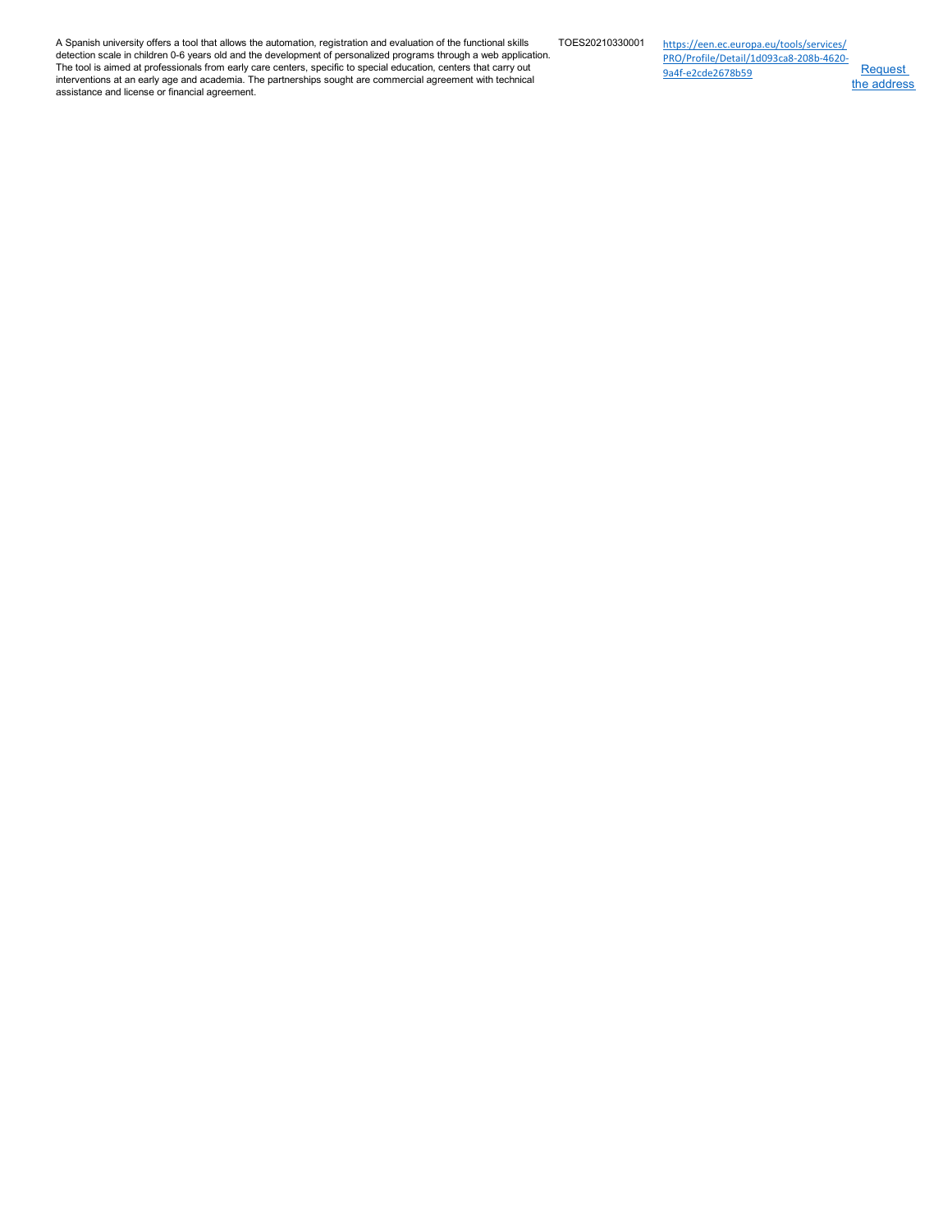| | | | |
|---|---|---|---|
| A Spanish university offers a tool that allows the automation, registration and evaluation of the functional skills detection scale in children 0-6 years old and the development of personalized programs through a web application. The tool is aimed at professionals from early care centers, specific to special education, centers that carry out interventions at an early age and academia. The partnerships sought are commercial agreement with technical assistance and license or financial agreement. | TOES20210330001 | https://een.ec.europa.eu/tools/services/PRO/Profile/Detail/1d093ca8-208b-4620-9a4f-e2cde2678b59 | Request the address |